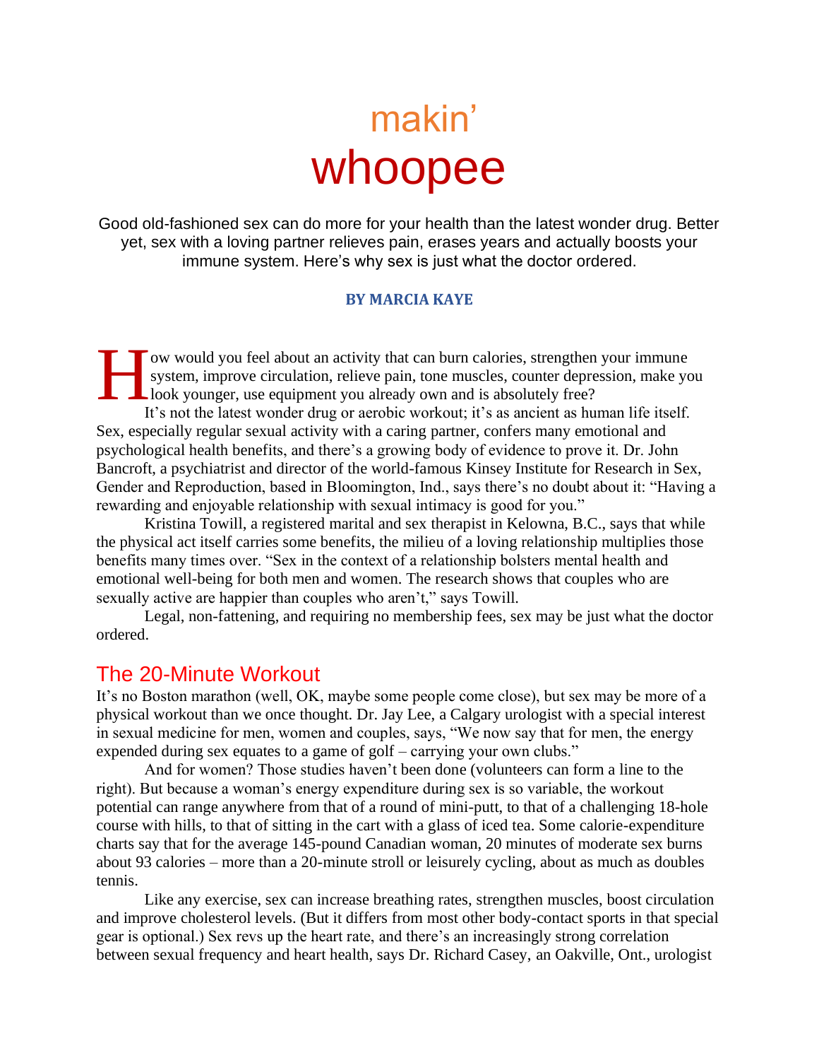# makin' whoopee

Good old-fashioned sex can do more for your health than the latest wonder drug. Better yet, sex with a loving partner relieves pain, erases years and actually boosts your immune system. Here's why sex is just what the doctor ordered.

**BY MARCIA KAYE**

How would you feel about an activity that can burn calories, strengthen your immune system, improve circulation, relieve pain, tone muscles, counter depression, make you look younger, use equipment you already own and is absolutely free?

It's not the latest wonder drug or aerobic workout; it's as ancient as human life itself. Sex, especially regular sexual activity with a caring partner, confers many emotional and psychological health benefits, and there's a growing body of evidence to prove it. Dr. John Bancroft, a psychiatrist and director of the world-famous Kinsey Institute for Research in Sex, Gender and Reproduction, based in Bloomington, Ind., says there's no doubt about it: "Having a rewarding and enjoyable relationship with sexual intimacy is good for you."

Kristina Towill, a registered marital and sex therapist in Kelowna, B.C., says that while the physical act itself carries some benefits, the milieu of a loving relationship multiplies those benefits many times over. "Sex in the context of a relationship bolsters mental health and emotional well-being for both men and women. The research shows that couples who are sexually active are happier than couples who aren't," says Towill.

Legal, non-fattening, and requiring no membership fees, sex may be just what the doctor ordered.

## The 20-Minute Workout

It's no Boston marathon (well, OK, maybe some people come close), but sex may be more of a physical workout than we once thought. Dr. Jay Lee, a Calgary urologist with a special interest in sexual medicine for men, women and couples, says, "We now say that for men, the energy expended during sex equates to a game of golf – carrying your own clubs."

And for women? Those studies haven't been done (volunteers can form a line to the right). But because a woman's energy expenditure during sex is so variable, the workout potential can range anywhere from that of a round of mini-putt, to that of a challenging 18-hole course with hills, to that of sitting in the cart with a glass of iced tea. Some calorie-expenditure charts say that for the average 145-pound Canadian woman, 20 minutes of moderate sex burns about 93 calories – more than a 20-minute stroll or leisurely cycling, about as much as doubles tennis.

Like any exercise, sex can increase breathing rates, strengthen muscles, boost circulation and improve cholesterol levels. (But it differs from most other body-contact sports in that special gear is optional.) Sex revs up the heart rate, and there's an increasingly strong correlation between sexual frequency and heart health, says Dr. Richard Casey, an Oakville, Ont., urologist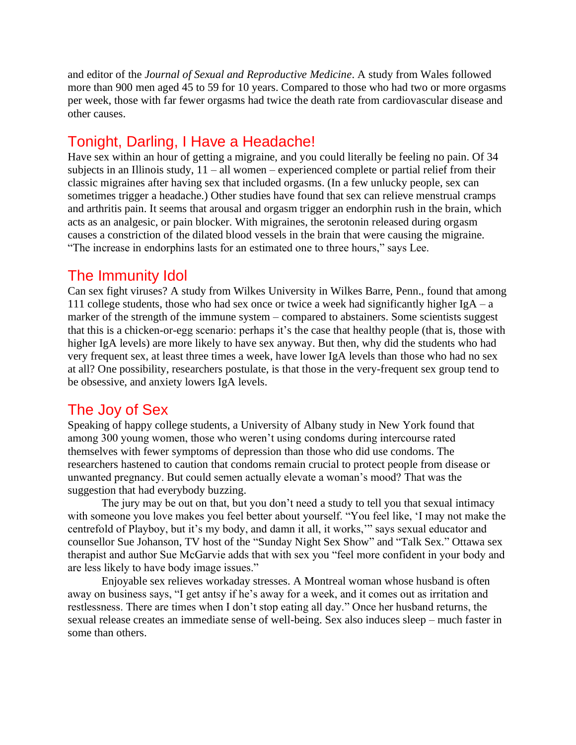and editor of the *Journal of Sexual and Reproductive Medicine*. A study from Wales followed more than 900 men aged 45 to 59 for 10 years. Compared to those who had two or more orgasms per week, those with far fewer orgasms had twice the death rate from cardiovascular disease and other causes.

## Tonight, Darling, I Have a Headache!

Have sex within an hour of getting a migraine, and you could literally be feeling no pain. Of 34 subjects in an Illinois study, 11 – all women – experienced complete or partial relief from their classic migraines after having sex that included orgasms. (In a few unlucky people, sex can sometimes trigger a headache.) Other studies have found that sex can relieve menstrual cramps and arthritis pain. It seems that arousal and orgasm trigger an endorphin rush in the brain, which acts as an analgesic, or pain blocker. With migraines, the serotonin released during orgasm causes a constriction of the dilated blood vessels in the brain that were causing the migraine. "The increase in endorphins lasts for an estimated one to three hours," says Lee.

## The Immunity Idol

Can sex fight viruses? A study from Wilkes University in Wilkes Barre, Penn., found that among 111 college students, those who had sex once or twice a week had significantly higher IgA – a marker of the strength of the immune system – compared to abstainers. Some scientists suggest that this is a chicken-or-egg scenario: perhaps it's the case that healthy people (that is, those with higher IgA levels) are more likely to have sex anyway. But then, why did the students who had very frequent sex, at least three times a week, have lower IgA levels than those who had no sex at all? One possibility, researchers postulate, is that those in the very-frequent sex group tend to be obsessive, and anxiety lowers IgA levels.

## The Joy of Sex

Speaking of happy college students, a University of Albany study in New York found that among 300 young women, those who weren't using condoms during intercourse rated themselves with fewer symptoms of depression than those who did use condoms. The researchers hastened to caution that condoms remain crucial to protect people from disease or unwanted pregnancy. But could semen actually elevate a woman's mood? That was the suggestion that had everybody buzzing.

The jury may be out on that, but you don't need a study to tell you that sexual intimacy with someone you love makes you feel better about yourself. "You feel like, 'I may not make the centrefold of Playboy, but it's my body, and damn it all, it works,'" says sexual educator and counsellor Sue Johanson, TV host of the "Sunday Night Sex Show" and "Talk Sex." Ottawa sex therapist and author Sue McGarvie adds that with sex you "feel more confident in your body and are less likely to have body image issues."

Enjoyable sex relieves workaday stresses. A Montreal woman whose husband is often away on business says, "I get antsy if he's away for a week, and it comes out as irritation and restlessness. There are times when I don't stop eating all day." Once her husband returns, the sexual release creates an immediate sense of well-being. Sex also induces sleep – much faster in some than others.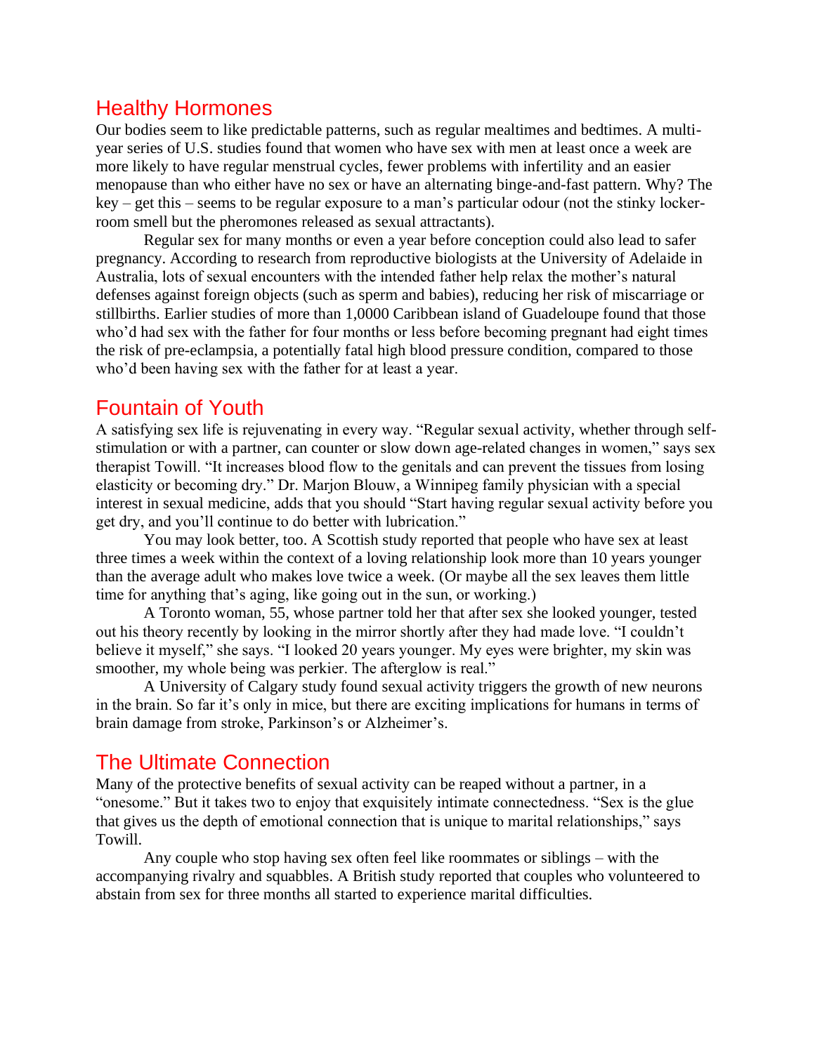## Healthy Hormones

Our bodies seem to like predictable patterns, such as regular mealtimes and bedtimes. A multi-year series of U.S. studies found that women who have sex with men at least once a week are more likely to have regular menstrual cycles, fewer problems with infertility and an easier menopause than who either have no sex or have an alternating binge-and-fast pattern. Why? The key – get this – seems to be regular exposure to a man's particular odour (not the stinky locker-room smell but the pheromones released as sexual attractants).

Regular sex for many months or even a year before conception could also lead to safer pregnancy. According to research from reproductive biologists at the University of Adelaide in Australia, lots of sexual encounters with the intended father help relax the mother's natural defenses against foreign objects (such as sperm and babies), reducing her risk of miscarriage or stillbirths. Earlier studies of more than 1,0000 Caribbean island of Guadeloupe found that those who'd had sex with the father for four months or less before becoming pregnant had eight times the risk of pre-eclampsia, a potentially fatal high blood pressure condition, compared to those who'd been having sex with the father for at least a year.

## Fountain of Youth

A satisfying sex life is rejuvenating in every way. "Regular sexual activity, whether through self-stimulation or with a partner, can counter or slow down age-related changes in women," says sex therapist Towill. "It increases blood flow to the genitals and can prevent the tissues from losing elasticity or becoming dry." Dr. Marjon Blouw, a Winnipeg family physician with a special interest in sexual medicine, adds that you should "Start having regular sexual activity before you get dry, and you'll continue to do better with lubrication."

You may look better, too. A Scottish study reported that people who have sex at least three times a week within the context of a loving relationship look more than 10 years younger than the average adult who makes love twice a week. (Or maybe all the sex leaves them little time for anything that's aging, like going out in the sun, or working.)

A Toronto woman, 55, whose partner told her that after sex she looked younger, tested out his theory recently by looking in the mirror shortly after they had made love. "I couldn't believe it myself," she says. "I looked 20 years younger. My eyes were brighter, my skin was smoother, my whole being was perkier. The afterglow is real."

A University of Calgary study found sexual activity triggers the growth of new neurons in the brain. So far it's only in mice, but there are exciting implications for humans in terms of brain damage from stroke, Parkinson's or Alzheimer's.

## The Ultimate Connection

Many of the protective benefits of sexual activity can be reaped without a partner, in a "onesome." But it takes two to enjoy that exquisitely intimate connectedness. "Sex is the glue that gives us the depth of emotional connection that is unique to marital relationships," says Towill.

Any couple who stop having sex often feel like roommates or siblings – with the accompanying rivalry and squabbles. A British study reported that couples who volunteered to abstain from sex for three months all started to experience marital difficulties.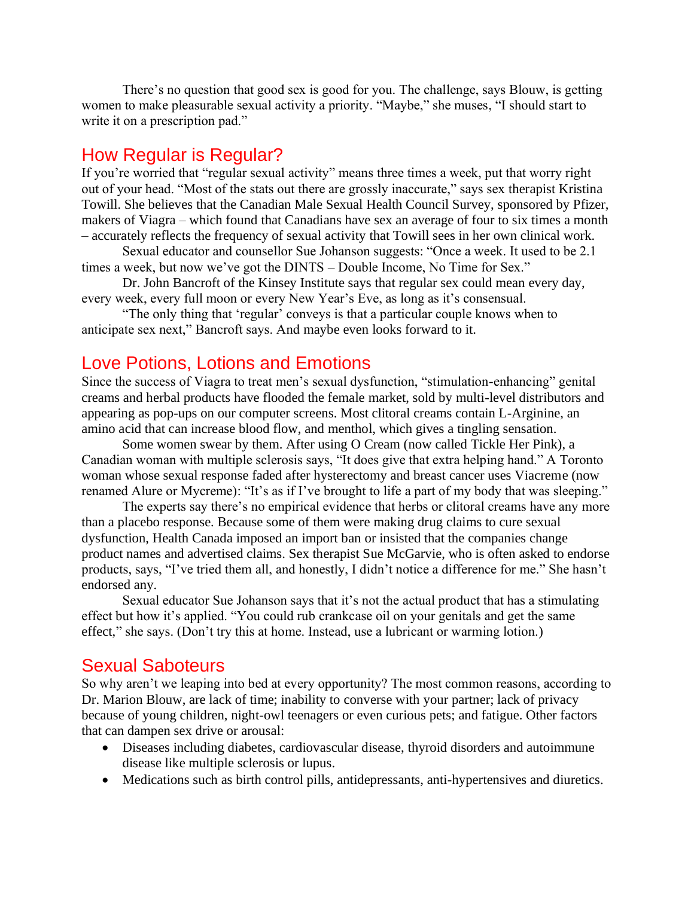There's no question that good sex is good for you. The challenge, says Blouw, is getting women to make pleasurable sexual activity a priority. "Maybe," she muses, "I should start to write it on a prescription pad."

## How Regular is Regular?

If you're worried that "regular sexual activity" means three times a week, put that worry right out of your head. "Most of the stats out there are grossly inaccurate," says sex therapist Kristina Towill. She believes that the Canadian Male Sexual Health Council Survey, sponsored by Pfizer, makers of Viagra – which found that Canadians have sex an average of four to six times a month – accurately reflects the frequency of sexual activity that Towill sees in her own clinical work.

Sexual educator and counsellor Sue Johanson suggests: "Once a week. It used to be 2.1 times a week, but now we've got the DINTS – Double Income, No Time for Sex."

Dr. John Bancroft of the Kinsey Institute says that regular sex could mean every day, every week, every full moon or every New Year's Eve, as long as it's consensual.

"The only thing that 'regular' conveys is that a particular couple knows when to anticipate sex next," Bancroft says. And maybe even looks forward to it.

## Love Potions, Lotions and Emotions

Since the success of Viagra to treat men's sexual dysfunction, "stimulation-enhancing" genital creams and herbal products have flooded the female market, sold by multi-level distributors and appearing as pop-ups on our computer screens. Most clitoral creams contain L-Arginine, an amino acid that can increase blood flow, and menthol, which gives a tingling sensation.

Some women swear by them. After using O Cream (now called Tickle Her Pink), a Canadian woman with multiple sclerosis says, "It does give that extra helping hand." A Toronto woman whose sexual response faded after hysterectomy and breast cancer uses Viacreme (now renamed Alure or Mycreme): "It's as if I've brought to life a part of my body that was sleeping."

The experts say there's no empirical evidence that herbs or clitoral creams have any more than a placebo response. Because some of them were making drug claims to cure sexual dysfunction, Health Canada imposed an import ban or insisted that the companies change product names and advertised claims. Sex therapist Sue McGarvie, who is often asked to endorse products, says, "I've tried them all, and honestly, I didn't notice a difference for me." She hasn't endorsed any.

Sexual educator Sue Johanson says that it's not the actual product that has a stimulating effect but how it's applied. "You could rub crankcase oil on your genitals and get the same effect," she says. (Don't try this at home. Instead, use a lubricant or warming lotion.)

## Sexual Saboteurs

So why aren't we leaping into bed at every opportunity? The most common reasons, according to Dr. Marion Blouw, are lack of time; inability to converse with your partner; lack of privacy because of young children, night-owl teenagers or even curious pets; and fatigue. Other factors that can dampen sex drive or arousal:

- Diseases including diabetes, cardiovascular disease, thyroid disorders and autoimmune disease like multiple sclerosis or lupus.
- Medications such as birth control pills, antidepressants, anti-hypertensives and diuretics.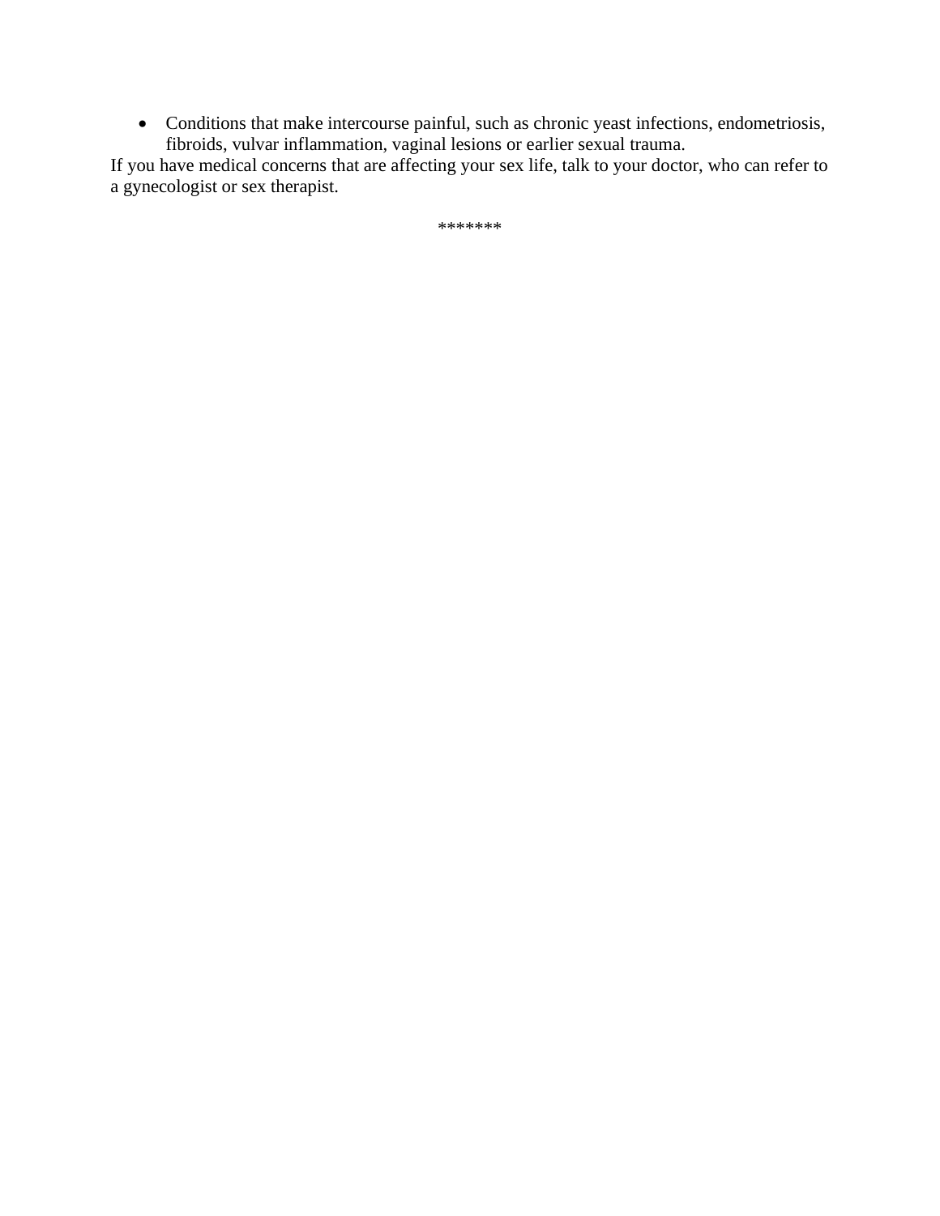- Conditions that make intercourse painful, such as chronic yeast infections, endometriosis, fibroids, vulvar inflammation, vaginal lesions or earlier sexual trauma.

If you have medical concerns that are affecting your sex life, talk to your doctor, who can refer to a gynecologist or sex therapist.

*******